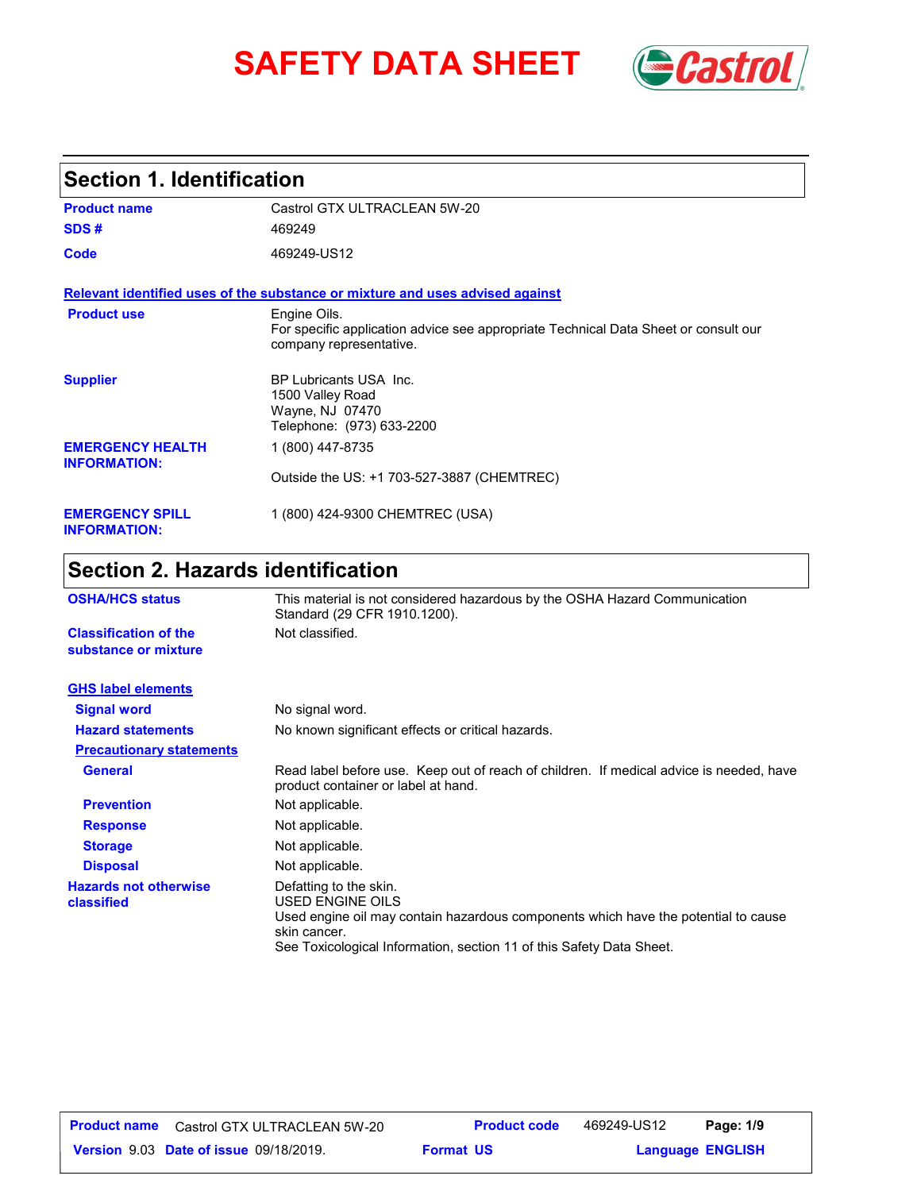# SAFETY DATA SHEET

## Section 1. Identification

**Product name** Castrol GTX ULTRACLEAN 5W-20

**SDS #** 469249

**Code** 469249-US12

**Relevant identified uses of the substance or mixture and uses advised against**

**Product use** Engine Oils.
For specific application advice see appropriate Technical Data Sheet or consult our company representative.

**Supplier** BP Lubricants USA Inc.
1500 Valley Road
Wayne, NJ 07470
Telephone: (973) 633-2200

**EMERGENCY HEALTH INFORMATION:** 1 (800) 447-8735

Outside the US: +1 703-527-3887 (CHEMTREC)

**EMERGENCY SPILL INFORMATION:** 1 (800) 424-9300 CHEMTREC (USA)

## Section 2. Hazards identification

**OSHA/HCS status** This material is not considered hazardous by the OSHA Hazard Communication Standard (29 CFR 1910.1200).

**Classification of the substance or mixture** Not classified.

**GHS label elements**

**Signal word** No signal word.

**Hazard statements** No known significant effects or critical hazards.

**Precautionary statements**

**General** Read label before use. Keep out of reach of children. If medical advice is needed, have product container or label at hand.

**Prevention** Not applicable.

**Response** Not applicable.

**Storage** Not applicable.

**Disposal** Not applicable.

**Hazards not otherwise classified** Defatting to the skin.
USED ENGINE OILS
Used engine oil may contain hazardous components which have the potential to cause skin cancer.
See Toxicological Information, section 11 of this Safety Data Sheet.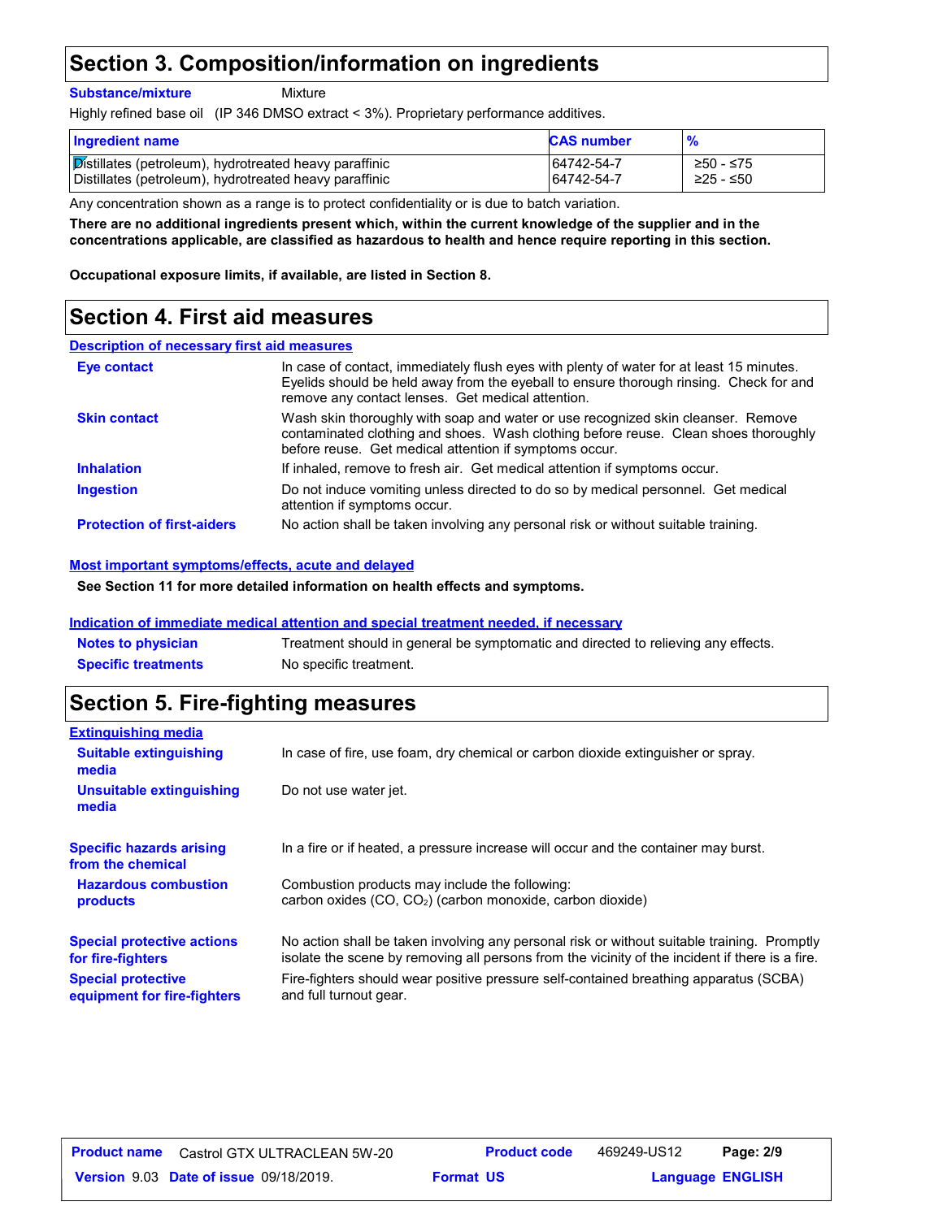## Section 3. Composition/information on ingredients

**Substance/mixture** Mixture

Highly refined base oil (IP 346 DMSO extract < 3%). Proprietary performance additives.

| Ingredient name | CAS number | % |
|---|---|---|
| Distillates (petroleum), hydrotreated heavy paraffinic | 64742-54-7 | ≥50 - ≤75 |
| Distillates (petroleum), hydrotreated heavy paraffinic | 64742-54-7 | ≥25 - ≤50 |

Any concentration shown as a range is to protect confidentiality or is due to batch variation.

**There are no additional ingredients present which, within the current knowledge of the supplier and in the concentrations applicable, are classified as hazardous to health and hence require reporting in this section.**

**Occupational exposure limits, if available, are listed in Section 8.**

## Section 4. First aid measures

### Description of necessary first aid measures

**Eye contact**: In case of contact, immediately flush eyes with plenty of water for at least 15 minutes. Eyelids should be held away from the eyeball to ensure thorough rinsing. Check for and remove any contact lenses. Get medical attention.

**Skin contact**: Wash skin thoroughly with soap and water or use recognized skin cleanser. Remove contaminated clothing and shoes. Wash clothing before reuse. Clean shoes thoroughly before reuse. Get medical attention if symptoms occur.

**Inhalation**: If inhaled, remove to fresh air. Get medical attention if symptoms occur.

**Ingestion**: Do not induce vomiting unless directed to do so by medical personnel. Get medical attention if symptoms occur.

**Protection of first-aiders**: No action shall be taken involving any personal risk or without suitable training.

### Most important symptoms/effects, acute and delayed

**See Section 11 for more detailed information on health effects and symptoms.**

### Indication of immediate medical attention and special treatment needed, if necessary

**Notes to physician**: Treatment should in general be symptomatic and directed to relieving any effects.

**Specific treatments**: No specific treatment.

## Section 5. Fire-fighting measures

### Extinguishing media

**Suitable extinguishing media**: In case of fire, use foam, dry chemical or carbon dioxide extinguisher or spray.

**Unsuitable extinguishing media**: Do not use water jet.

**Specific hazards arising from the chemical**: In a fire or if heated, a pressure increase will occur and the container may burst.

**Hazardous combustion products**: Combustion products may include the following:
carbon oxides (CO, $CO_2$) (carbon monoxide, carbon dioxide)

**Special protective actions for fire-fighters**: No action shall be taken involving any personal risk or without suitable training. Promptly isolate the scene by removing all persons from the vicinity of the incident if there is a fire.

**Special protective equipment for fire-fighters**: Fire-fighters should wear positive pressure self-contained breathing apparatus (SCBA) and full turnout gear.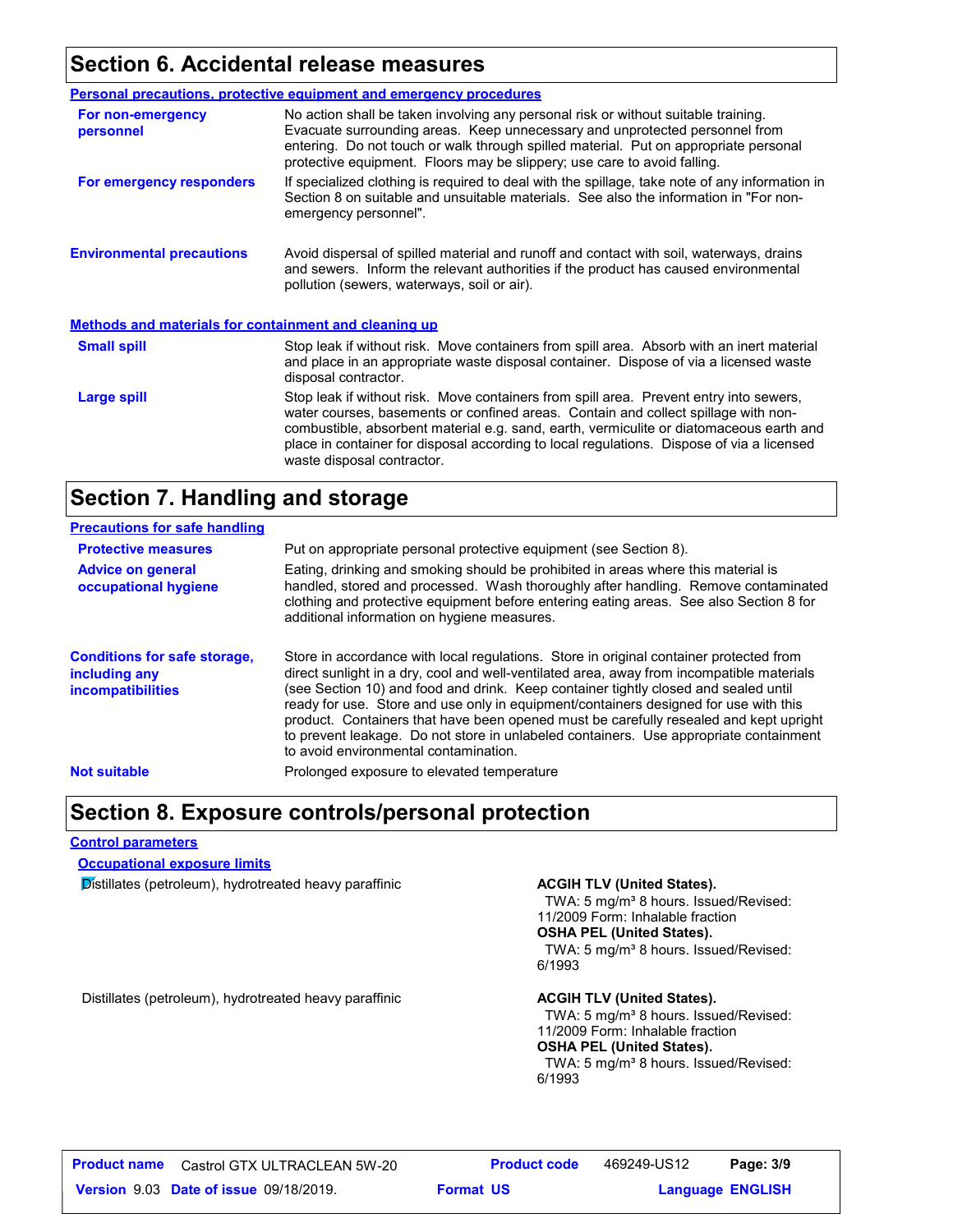## Section 6. Accidental release measures

### Personal precautions, protective equipment and emergency procedures

**For non-emergency personnel**

No action shall be taken involving any personal risk or without suitable training. Evacuate surrounding areas. Keep unnecessary and unprotected personnel from entering. Do not touch or walk through spilled material. Put on appropriate personal protective equipment. Floors may be slippery; use care to avoid falling.

**For emergency responders**

If specialized clothing is required to deal with the spillage, take note of any information in Section 8 on suitable and unsuitable materials. See also the information in "For non-emergency personnel".

**Environmental precautions**

Avoid dispersal of spilled material and runoff and contact with soil, waterways, drains and sewers. Inform the relevant authorities if the product has caused environmental pollution (sewers, waterways, soil or air).

### Methods and materials for containment and cleaning up

**Small spill**

Stop leak if without risk. Move containers from spill area. Absorb with an inert material and place in an appropriate waste disposal container. Dispose of via a licensed waste disposal contractor.

**Large spill**

Stop leak if without risk. Move containers from spill area. Prevent entry into sewers, water courses, basements or confined areas. Contain and collect spillage with non-combustible, absorbent material e.g. sand, earth, vermiculite or diatomaceous earth and place in container for disposal according to local regulations. Dispose of via a licensed waste disposal contractor.

## Section 7. Handling and storage

### Precautions for safe handling

**Protective measures**

Put on appropriate personal protective equipment (see Section 8).

**Advice on general occupational hygiene**

Eating, drinking and smoking should be prohibited in areas where this material is handled, stored and processed. Wash thoroughly after handling. Remove contaminated clothing and protective equipment before entering eating areas. See also Section 8 for additional information on hygiene measures.

**Conditions for safe storage, including any incompatibilities**

Store in accordance with local regulations. Store in original container protected from direct sunlight in a dry, cool and well-ventilated area, away from incompatible materials (see Section 10) and food and drink. Keep container tightly closed and sealed until ready for use. Store and use only in equipment/containers designed for use with this product. Containers that have been opened must be carefully resealed and kept upright to prevent leakage. Do not store in unlabeled containers. Use appropriate containment to avoid environmental contamination.

**Not suitable**

Prolonged exposure to elevated temperature

## Section 8. Exposure controls/personal protection

### Control parameters

#### Occupational exposure limits

| Ingredient | Exposure limits |
|---|---|
| Distillates (petroleum), hydrotreated heavy paraffinic | **ACGIH TLV (United States).** TWA: 5 mg/m³ 8 hours. Issued/Revised: 11/2009 Form: Inhalable fraction **OSHA PEL (United States).** TWA: 5 mg/m³ 8 hours. Issued/Revised: 6/1993 |
| Distillates (petroleum), hydrotreated heavy paraffinic | **ACGIH TLV (United States).** TWA: 5 mg/m³ 8 hours. Issued/Revised: 11/2009 Form: Inhalable fraction **OSHA PEL (United States).** TWA: 5 mg/m³ 8 hours. Issued/Revised: 6/1993 |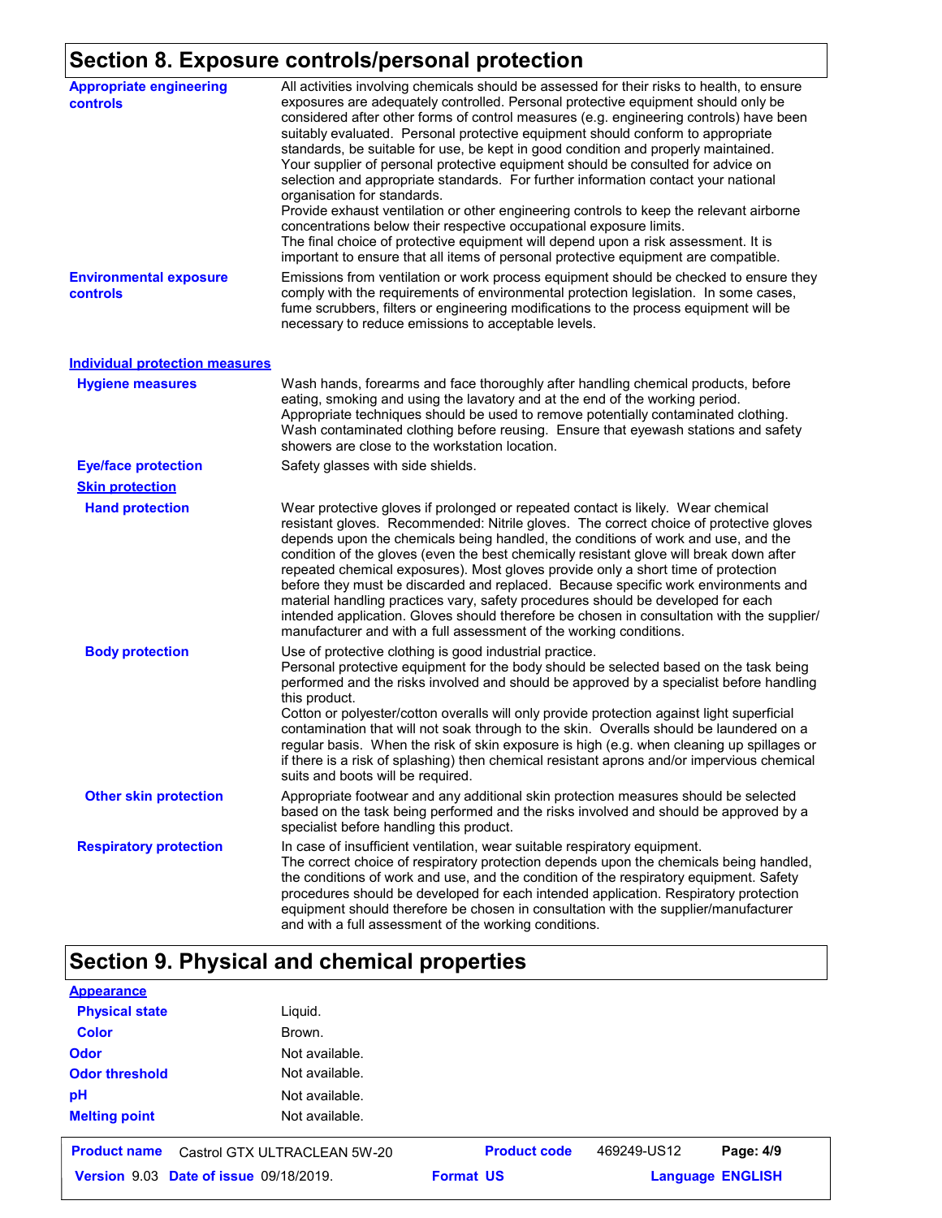## Section 8. Exposure controls/personal protection

**Appropriate engineering controls**

All activities involving chemicals should be assessed for their risks to health, to ensure exposures are adequately controlled. Personal protective equipment should only be considered after other forms of control measures (e.g. engineering controls) have been suitably evaluated. Personal protective equipment should conform to appropriate standards, be suitable for use, be kept in good condition and properly maintained. Your supplier of personal protective equipment should be consulted for advice on selection and appropriate standards. For further information contact your national organisation for standards.
Provide exhaust ventilation or other engineering controls to keep the relevant airborne concentrations below their respective occupational exposure limits.
The final choice of protective equipment will depend upon a risk assessment. It is important to ensure that all items of personal protective equipment are compatible.

**Environmental exposure controls**

Emissions from ventilation or work process equipment should be checked to ensure they comply with the requirements of environmental protection legislation. In some cases, fume scrubbers, filters or engineering modifications to the process equipment will be necessary to reduce emissions to acceptable levels.

### Individual protection measures

**Hygiene measures**

Wash hands, forearms and face thoroughly after handling chemical products, before eating, smoking and using the lavatory and at the end of the working period. Appropriate techniques should be used to remove potentially contaminated clothing. Wash contaminated clothing before reusing. Ensure that eyewash stations and safety showers are close to the workstation location.

**Eye/face protection**

Safety glasses with side shields.

**Skin protection**

**Hand protection**

Wear protective gloves if prolonged or repeated contact is likely. Wear chemical resistant gloves. Recommended: Nitrile gloves. The correct choice of protective gloves depends upon the chemicals being handled, the conditions of work and use, and the condition of the gloves (even the best chemically resistant glove will break down after repeated chemical exposures). Most gloves provide only a short time of protection before they must be discarded and replaced. Because specific work environments and material handling practices vary, safety procedures should be developed for each intended application. Gloves should therefore be chosen in consultation with the supplier/ manufacturer and with a full assessment of the working conditions.

**Body protection**

Use of protective clothing is good industrial practice.
Personal protective equipment for the body should be selected based on the task being performed and the risks involved and should be approved by a specialist before handling this product.
Cotton or polyester/cotton overalls will only provide protection against light superficial contamination that will not soak through to the skin. Overalls should be laundered on a regular basis. When the risk of skin exposure is high (e.g. when cleaning up spillages or if there is a risk of splashing) then chemical resistant aprons and/or impervious chemical suits and boots will be required.

**Other skin protection**

Appropriate footwear and any additional skin protection measures should be selected based on the task being performed and the risks involved and should be approved by a specialist before handling this product.

**Respiratory protection**

In case of insufficient ventilation, wear suitable respiratory equipment.
The correct choice of respiratory protection depends upon the chemicals being handled, the conditions of work and use, and the condition of the respiratory equipment. Safety procedures should be developed for each intended application. Respiratory protection equipment should therefore be chosen in consultation with the supplier/manufacturer and with a full assessment of the working conditions.

## Section 9. Physical and chemical properties

### Appearance

**Physical state** Liquid.

**Color** Brown.

**Odor** Not available.

**Odor threshold** Not available.

**pH** Not available.

**Melting point** Not available.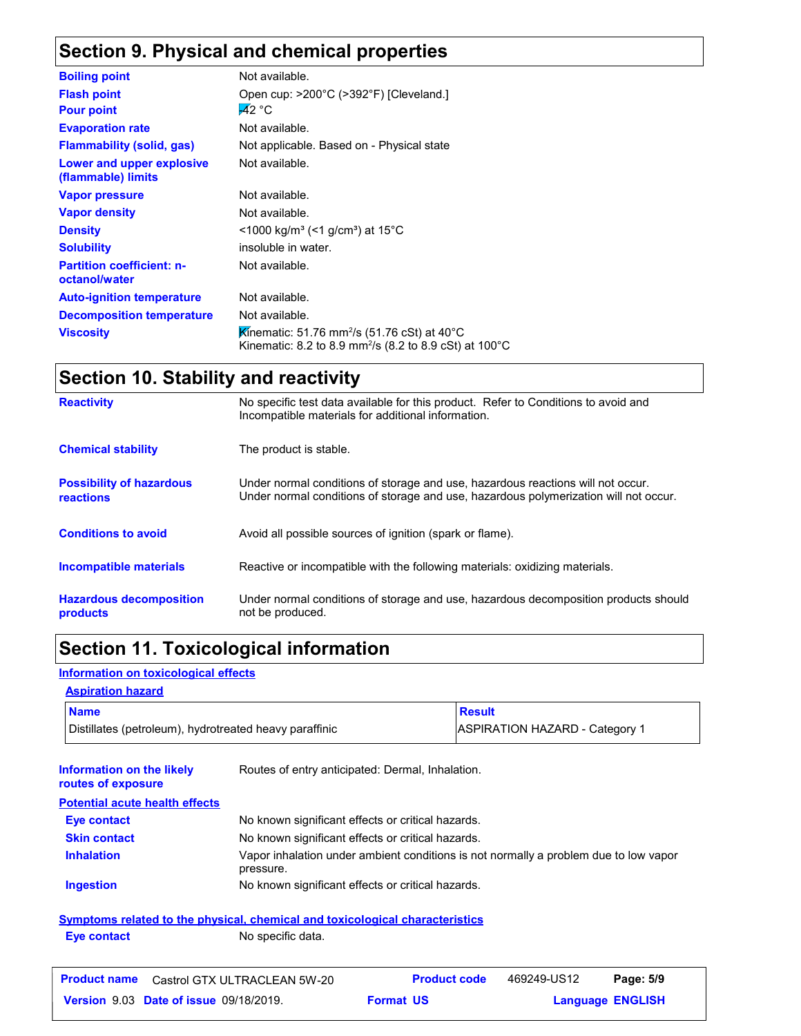## Section 9. Physical and chemical properties

| | |
|---|---|
| **Boiling point** | Not available. |
| **Flash point** | Open cup: >200°C (>392°F) [Cleveland.] |
| **Pour point** | -42 °C |
| **Evaporation rate** | Not available. |
| **Flammability (solid, gas)** | Not applicable. Based on - Physical state |
| **Lower and upper explosive (flammable) limits** | Not available. |
| **Vapor pressure** | Not available. |
| **Vapor density** | Not available. |
| **Density** | <1000 kg/m³ (<1 g/cm³) at 15°C |
| **Solubility** | insoluble in water. |
| **Partition coefficient: n-octanol/water** | Not available. |
| **Auto-ignition temperature** | Not available. |
| **Decomposition temperature** | Not available. |
| **Viscosity** | Kinematic: 51.76 mm²/s (51.76 cSt) at 40°C<br>Kinematic: 8.2 to 8.9 mm²/s (8.2 to 8.9 cSt) at 100°C |

## Section 10. Stability and reactivity

| | |
|---|---|
| **Reactivity** | No specific test data available for this product. Refer to Conditions to avoid and Incompatible materials for additional information. |
| **Chemical stability** | The product is stable. |
| **Possibility of hazardous reactions** | Under normal conditions of storage and use, hazardous reactions will not occur.<br>Under normal conditions of storage and use, hazardous polymerization will not occur. |
| **Conditions to avoid** | Avoid all possible sources of ignition (spark or flame). |
| **Incompatible materials** | Reactive or incompatible with the following materials: oxidizing materials. |
| **Hazardous decomposition products** | Under normal conditions of storage and use, hazardous decomposition products should not be produced. |

## Section 11. Toxicological information

**Information on toxicological effects**

**Aspiration hazard**

| Name | Result |
|---|---|
| Distillates (petroleum), hydrotreated heavy paraffinic | ASPIRATION HAZARD - Category 1 |

**Information on the likely routes of exposure**: Routes of entry anticipated: Dermal, Inhalation.

**Potential acute health effects**

| | |
|---|---|
| **Eye contact** | No known significant effects or critical hazards. |
| **Skin contact** | No known significant effects or critical hazards. |
| **Inhalation** | Vapor inhalation under ambient conditions is not normally a problem due to low vapor pressure. |
| **Ingestion** | No known significant effects or critical hazards. |

**Symptoms related to the physical, chemical and toxicological characteristics**

| | |
|---|---|
| **Eye contact** | No specific data. |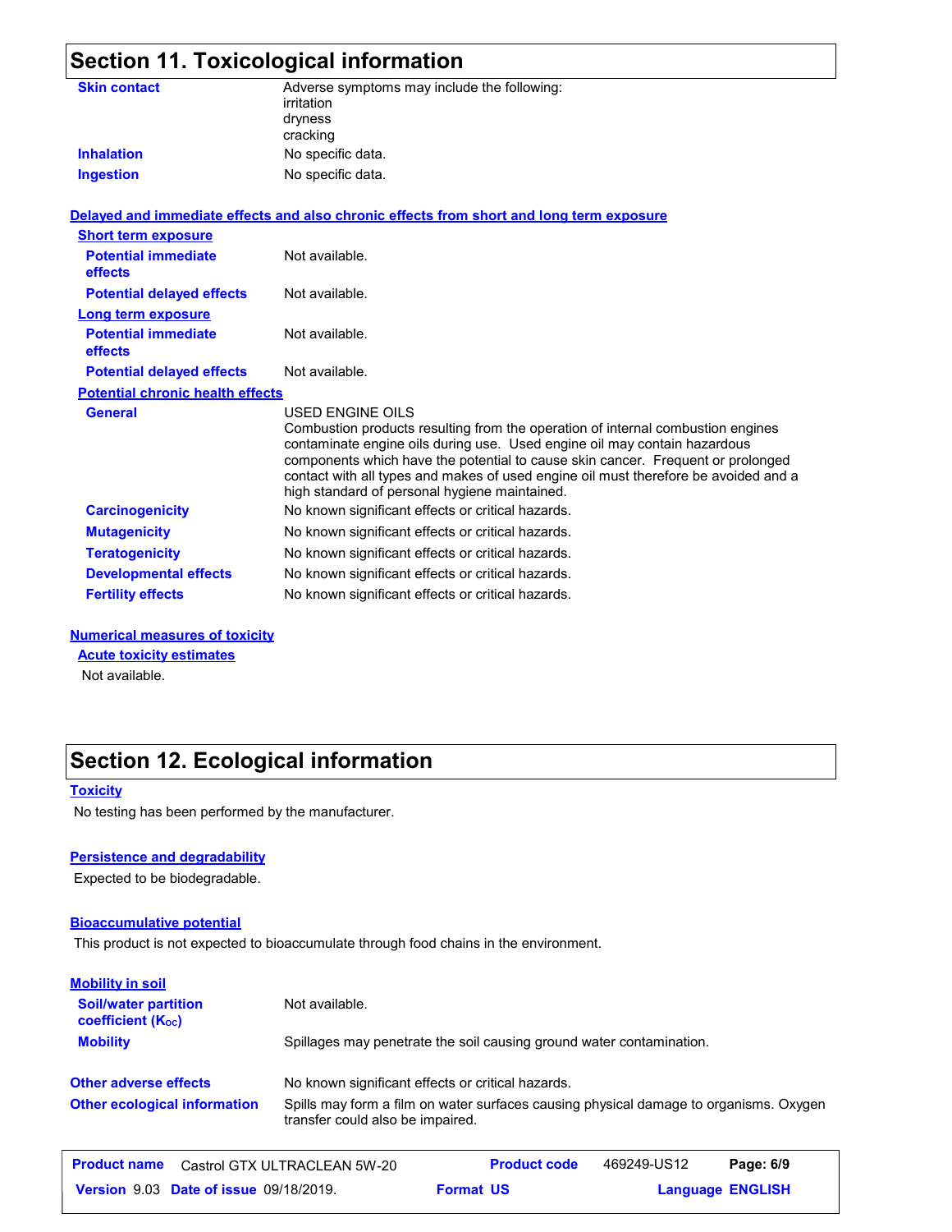## Section 11. Toxicological information

| | |
|---|---|
| **Skin contact** | Adverse symptoms may include the following:<br>irritation<br>dryness<br>cracking |
| **Inhalation** | No specific data. |
| **Ingestion** | No specific data. |

**Delayed and immediate effects and also chronic effects from short and long term exposure**

**Short term exposure**

| | |
|---|---|
| **Potential immediate effects** | Not available. |
| **Potential delayed effects** | Not available. |

**Long term exposure**

| | |
|---|---|
| **Potential immediate effects** | Not available. |
| **Potential delayed effects** | Not available. |

**Potential chronic health effects**

| | |
|---|---|
| **General** | USED ENGINE OILS<br>Combustion products resulting from the operation of internal combustion engines contaminate engine oils during use. Used engine oil may contain hazardous components which have the potential to cause skin cancer. Frequent or prolonged contact with all types and makes of used engine oil must therefore be avoided and a high standard of personal hygiene maintained. |
| **Carcinogenicity** | No known significant effects or critical hazards. |
| **Mutagenicity** | No known significant effects or critical hazards. |
| **Teratogenicity** | No known significant effects or critical hazards. |
| **Developmental effects** | No known significant effects or critical hazards. |
| **Fertility effects** | No known significant effects or critical hazards. |

**Numerical measures of toxicity**

**Acute toxicity estimates**

Not available.

## Section 12. Ecological information

**Toxicity**

No testing has been performed by the manufacturer.

**Persistence and degradability**

Expected to be biodegradable.

**Bioaccumulative potential**

This product is not expected to bioaccumulate through food chains in the environment.

**Mobility in soil**

| | |
|---|---|
| **Soil/water partition coefficient ($K_{OC}$)** | Not available. |
| **Mobility** | Spillages may penetrate the soil causing ground water contamination. |

| | |
|---|---|
| **Other adverse effects** | No known significant effects or critical hazards. |
| **Other ecological information** | Spills may form a film on water surfaces causing physical damage to organisms. Oxygen transfer could also be impaired. |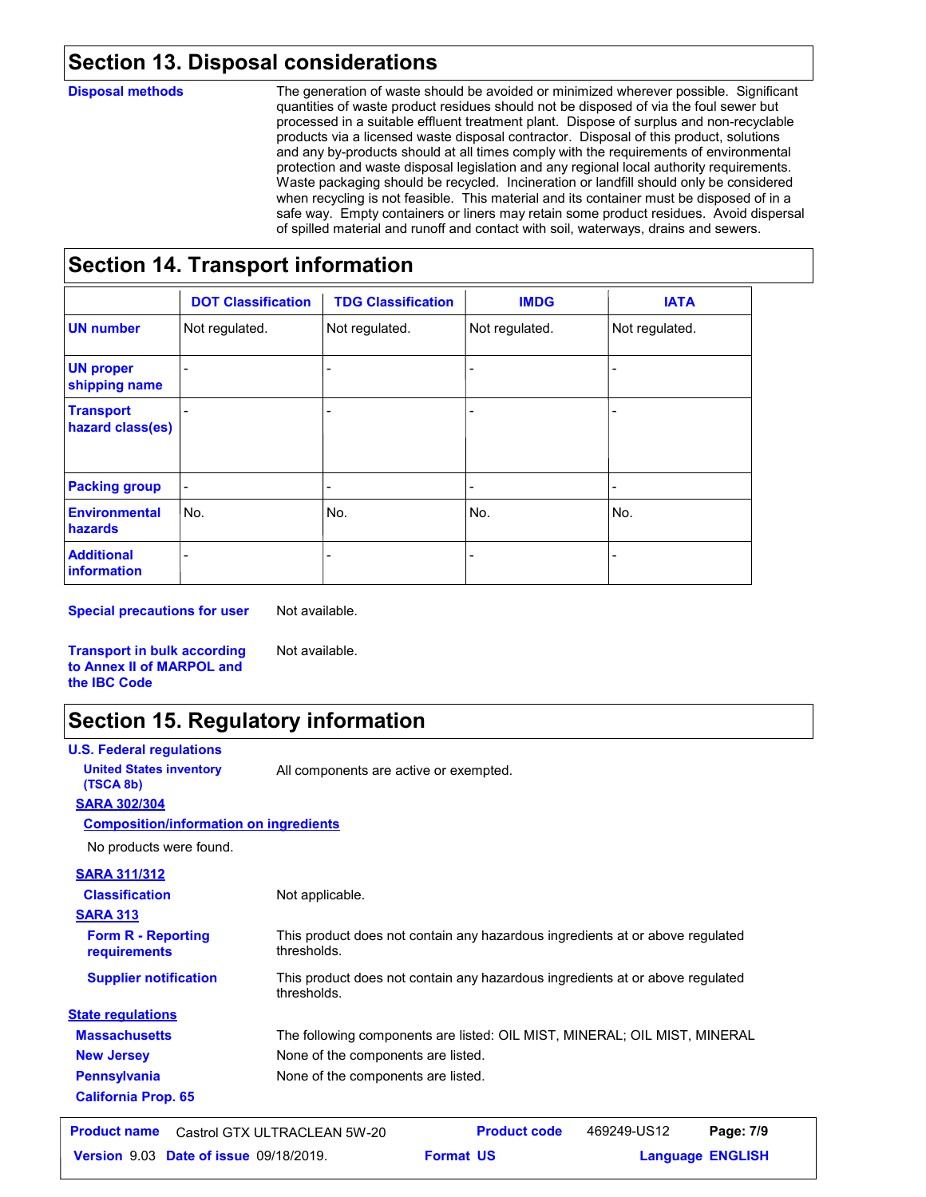## Section 13. Disposal considerations

**Disposal methods**

The generation of waste should be avoided or minimized wherever possible. Significant quantities of waste product residues should not be disposed of via the foul sewer but processed in a suitable effluent treatment plant. Dispose of surplus and non-recyclable products via a licensed waste disposal contractor. Disposal of this product, solutions and any by-products should at all times comply with the requirements of environmental protection and waste disposal legislation and any regional local authority requirements. Waste packaging should be recycled. Incineration or landfill should only be considered when recycling is not feasible. This material and its container must be disposed of in a safe way. Empty containers or liners may retain some product residues. Avoid dispersal of spilled material and runoff and contact with soil, waterways, drains and sewers.

## Section 14. Transport information

| | DOT Classification | TDG Classification | IMDG | IATA |
|---|---|---|---|---|
| **UN number** | Not regulated. | Not regulated. | Not regulated. | Not regulated. |
| **UN proper shipping name** | - | - | - | - |
| **Transport hazard class(es)** | - | - | - | - |
| **Packing group** | - | - | - | - |
| **Environmental hazards** | No. | No. | No. | No. |
| **Additional information** | - | - | - | - |

**Special precautions for user** Not available.

**Transport in bulk according to Annex II of MARPOL and the IBC Code** Not available.

## Section 15. Regulatory information

**U.S. Federal regulations**

**United States inventory (TSCA 8b)** All components are active or exempted.

**SARA 302/304**

**Composition/information on ingredients**

No products were found.

**SARA 311/312**

**Classification** Not applicable.

**SARA 313**

**Form R - Reporting requirements** This product does not contain any hazardous ingredients at or above regulated thresholds.

**Supplier notification** This product does not contain any hazardous ingredients at or above regulated thresholds.

**State regulations**

**Massachusetts** The following components are listed: OIL MIST, MINERAL; OIL MIST, MINERAL

**New Jersey** None of the components are listed.

**Pennsylvania** None of the components are listed.

**California Prop. 65**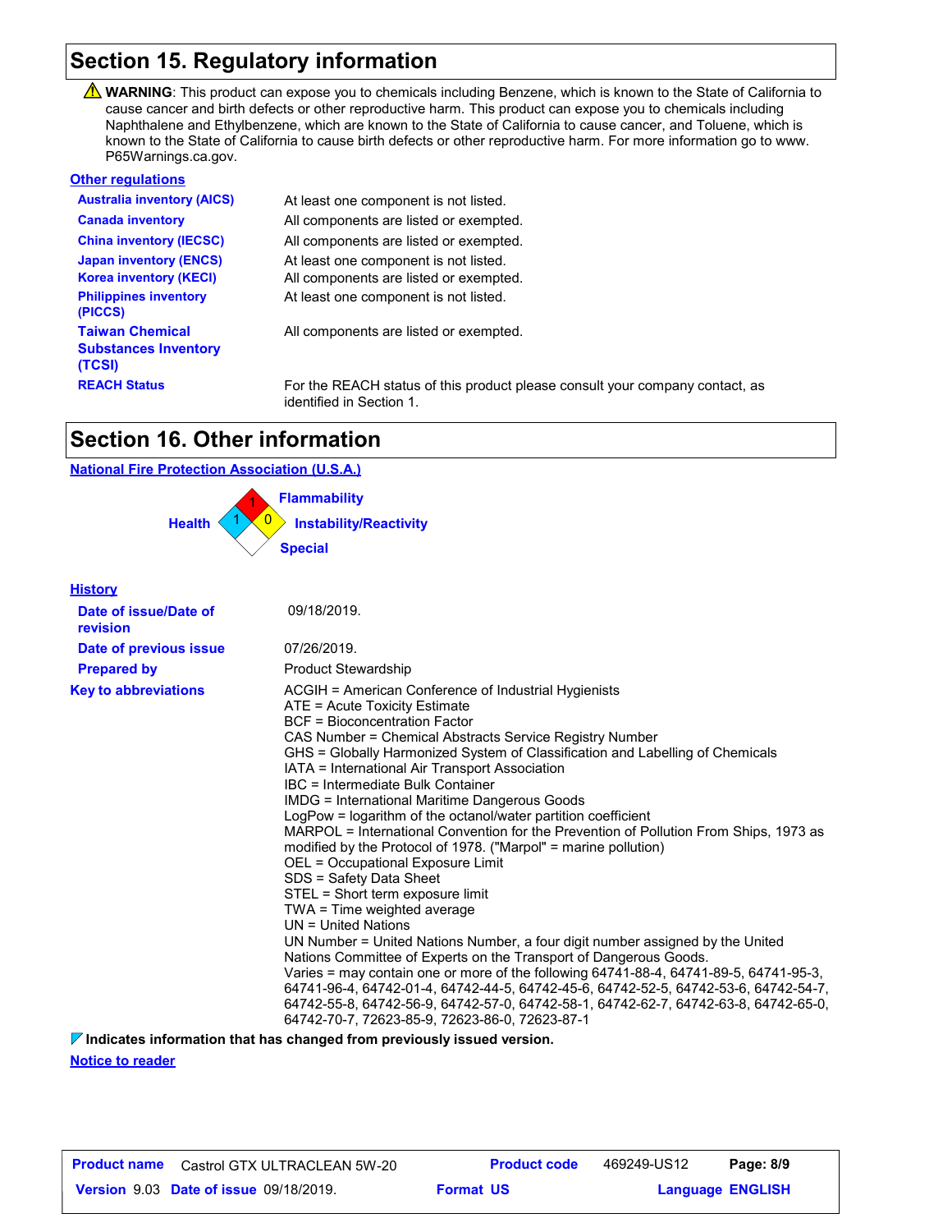## Section 15. Regulatory information

⚠ **WARNING**: This product can expose you to chemicals including Benzene, which is known to the State of California to cause cancer and birth defects or other reproductive harm. This product can expose you to chemicals including Naphthalene and Ethylbenzene, which are known to the State of California to cause cancer, and Toluene, which is known to the State of California to cause birth defects or other reproductive harm. For more information go to www.P65Warnings.ca.gov.

### Other regulations

| | |
|---|---|
| **Australia inventory (AICS)** | At least one component is not listed. |
| **Canada inventory** | All components are listed or exempted. |
| **China inventory (IECSC)** | All components are listed or exempted. |
| **Japan inventory (ENCS)** | At least one component is not listed. |
| **Korea inventory (KECI)** | All components are listed or exempted. |
| **Philippines inventory (PICCS)** | At least one component is not listed. |
| **Taiwan Chemical Substances Inventory (TCSI)** | All components are listed or exempted. |
| **REACH Status** | For the REACH status of this product please consult your company contact, as identified in Section 1. |

## Section 16. Other information

### National Fire Protection Association (U.S.A.)

- Health: 1
- Flammability: 1
- Instability/Reactivity: 0
- Special:

### History

| | |
|---|---|
| **Date of issue/Date of revision** | 09/18/2019. |
| **Date of previous issue** | 07/26/2019. |
| **Prepared by** | Product Stewardship |

**Key to abbreviations**

ACGIH = American Conference of Industrial Hygienists
ATE = Acute Toxicity Estimate
BCF = Bioconcentration Factor
CAS Number = Chemical Abstracts Service Registry Number
GHS = Globally Harmonized System of Classification and Labelling of Chemicals
IATA = International Air Transport Association
IBC = Intermediate Bulk Container
IMDG = International Maritime Dangerous Goods
LogPow = logarithm of the octanol/water partition coefficient
MARPOL = International Convention for the Prevention of Pollution From Ships, 1973 as modified by the Protocol of 1978. ("Marpol" = marine pollution)
OEL = Occupational Exposure Limit
SDS = Safety Data Sheet
STEL = Short term exposure limit
TWA = Time weighted average
UN = United Nations
UN Number = United Nations Number, a four digit number assigned by the United Nations Committee of Experts on the Transport of Dangerous Goods.
Varies = may contain one or more of the following 64741-88-4, 64741-89-5, 64741-95-3, 64741-96-4, 64742-01-4, 64742-44-5, 64742-45-6, 64742-52-5, 64742-53-6, 64742-54-7, 64742-55-8, 64742-56-9, 64742-57-0, 64742-58-1, 64742-62-7, 64742-63-8, 64742-65-0, 64742-70-7, 72623-85-9, 72623-86-0, 72623-87-1

**Indicates information that has changed from previously issued version.**

### Notice to reader

| | | | |
|---|---|---|---|
| **Product name** | Castrol GTX ULTRACLEAN 5W-20 | **Product code** | 469249-US12 |
| **Version** 9.03 | **Date of issue** 09/18/2019. | **Format** US | **Language** ENGLISH |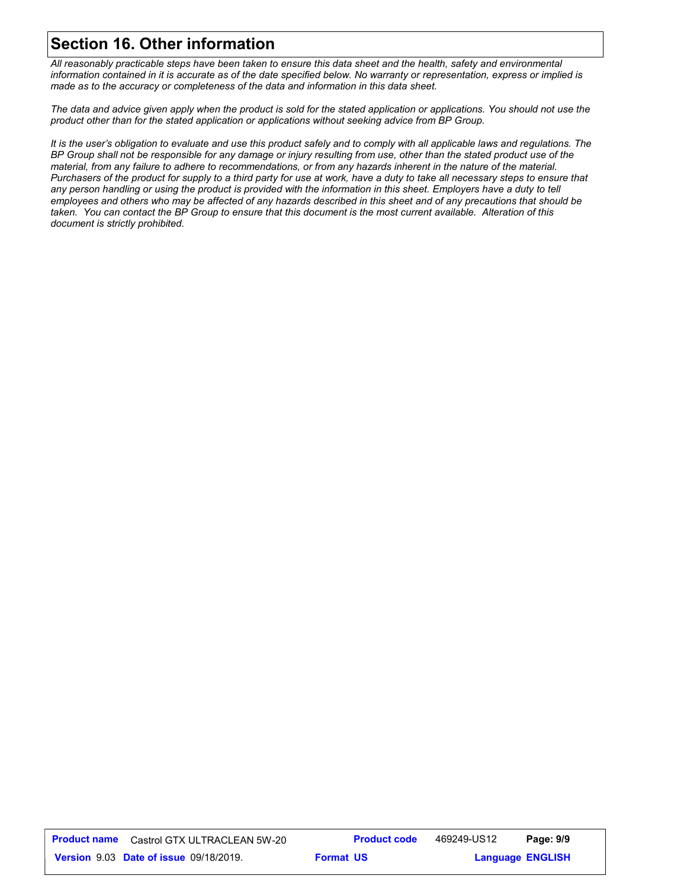## Section 16. Other information

*All reasonably practicable steps have been taken to ensure this data sheet and the health, safety and environmental information contained in it is accurate as of the date specified below. No warranty or representation, express or implied is made as to the accuracy or completeness of the data and information in this data sheet.*

*The data and advice given apply when the product is sold for the stated application or applications. You should not use the product other than for the stated application or applications without seeking advice from BP Group.*

*It is the user's obligation to evaluate and use this product safely and to comply with all applicable laws and regulations. The BP Group shall not be responsible for any damage or injury resulting from use, other than the stated product use of the material, from any failure to adhere to recommendations, or from any hazards inherent in the nature of the material. Purchasers of the product for supply to a third party for use at work, have a duty to take all necessary steps to ensure that any person handling or using the product is provided with the information in this sheet. Employers have a duty to tell employees and others who may be affected of any hazards described in this sheet and of any precautions that should be taken. You can contact the BP Group to ensure that this document is the most current available. Alteration of this document is strictly prohibited.*